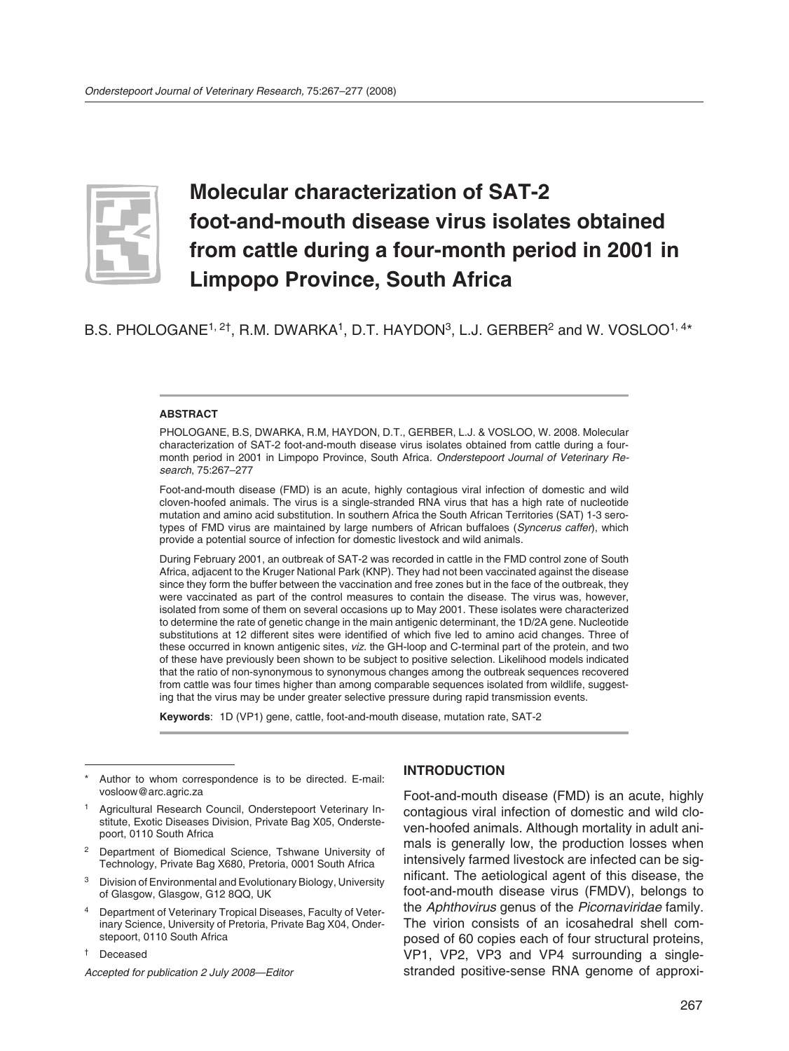# Molecular characterization of SAT-2 foot-and-mouth disease virus isolates obtained from cattle during a four-month period in 2001 in Limpopo Province, South Africa

B.S. PHOLOGANE[1, 2†], R.M. DWARKA[1], D.T. HAYDON[3], L.J. GERBER[2] and W. VOSLOO[1, 4*]

### ABSTRACT

PHOLOGANE, B.S, DWARKA, R.M, HAYDON, D.T., GERBER, L.J. & VOSLOO, W. 2008. Molecular characterization of SAT-2 foot-and-mouth disease virus isolates obtained from cattle during a four-month period in 2001 in Limpopo Province, South Africa. *Onderstepoort Journal of Veterinary Research*, 75:267–277

Foot-and-mouth disease (FMD) is an acute, highly contagious viral infection of domestic and wild cloven-hoofed animals. The virus is a single-stranded RNA virus that has a high rate of nucleotide mutation and amino acid substitution. In southern Africa the South African Territories (SAT) 1-3 serotypes of FMD virus are maintained by large numbers of African buffaloes (*Syncerus caffer*), which provide a potential source of infection for domestic livestock and wild animals.

During February 2001, an outbreak of SAT-2 was recorded in cattle in the FMD control zone of South Africa, adjacent to the Kruger National Park (KNP). They had not been vaccinated against the disease since they form the buffer between the vaccination and free zones but in the face of the outbreak, they were vaccinated as part of the control measures to contain the disease. The virus was, however, isolated from some of them on several occasions up to May 2001. These isolates were characterized to determine the rate of genetic change in the main antigenic determinant, the 1D/2A gene. Nucleotide substitutions at 12 different sites were identified of which five led to amino acid changes. Three of these occurred in known antigenic sites, *viz.* the GH-loop and C-terminal part of the protein, and two of these have previously been shown to be subject to positive selection. Likelihood models indicated that the ratio of non-synonymous to synonymous changes among the outbreak sequences recovered from cattle was four times higher than among comparable sequences isolated from wildlife, suggesting that the virus may be under greater selective pressure during rapid transmission events.

**Keywords**: 1D (VP1) gene, cattle, foot-and-mouth disease, mutation rate, SAT-2

---

\* Author to whom correspondence is to be directed. E-mail: vosloow@arc.agric.za

[1] Agricultural Research Council, Onderstepoort Veterinary Institute, Exotic Diseases Division, Private Bag X05, Onderstepoort, 0110 South Africa

[2] Department of Biomedical Science, Tshwane University of Technology, Private Bag X680, Pretoria, 0001 South Africa

[3] Division of Environmental and Evolutionary Biology, University of Glasgow, Glasgow, G12 8QQ, UK

[4] Department of Veterinary Tropical Diseases, Faculty of Veterinary Science, University of Pretoria, Private Bag X04, Onderstepoort, 0110 South Africa

† Deceased

*Accepted for publication 2 July 2008—Editor*

## INTRODUCTION

Foot-and-mouth disease (FMD) is an acute, highly contagious viral infection of domestic and wild cloven-hoofed animals. Although mortality in adult animals is generally low, the production losses when intensively farmed livestock are infected can be significant. The aetiological agent of this disease, the foot-and-mouth disease virus (FMDV), belongs to the *Aphthovirus* genus of the *Picornaviridae* family. The virion consists of an icosahedral shell composed of 60 copies each of four structural proteins, VP1, VP2, VP3 and VP4 surrounding a single-stranded positive-sense RNA genome of approxi-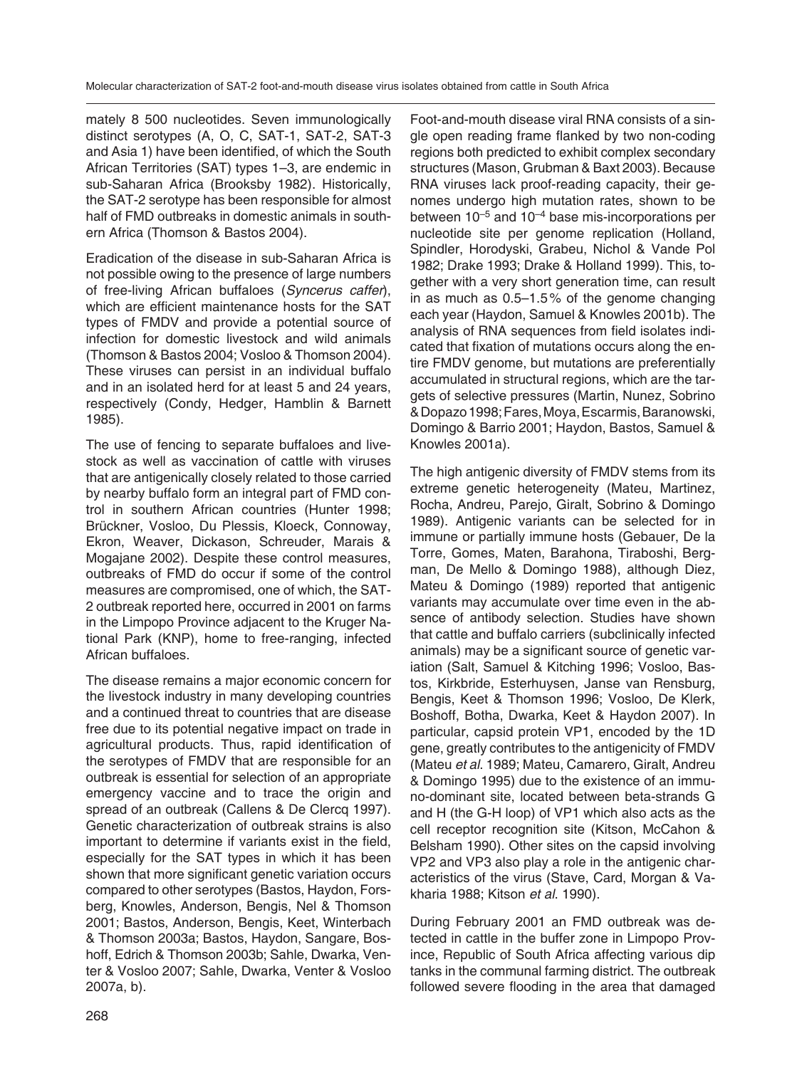mately 8 500 nucleotides. Seven immunologically distinct serotypes (A, O, C, SAT-1, SAT-2, SAT-3 and Asia 1) have been identified, of which the South African Territories (SAT) types 1–3, are endemic in sub-Saharan Africa (Brooksby 1982). Historically, the SAT-2 serotype has been responsible for almost half of FMD outbreaks in domestic animals in southern Africa (Thomson & Bastos 2004).

Eradication of the disease in sub-Saharan Africa is not possible owing to the presence of large numbers of free-living African buffaloes (*Syncerus caffer*), which are efficient maintenance hosts for the SAT types of FMDV and provide a potential source of infection for domestic livestock and wild animals (Thomson & Bastos 2004; Vosloo & Thomson 2004). These viruses can persist in an individual buffalo and in an isolated herd for at least 5 and 24 years, respectively (Condy, Hedger, Hamblin & Barnett 1985).

The use of fencing to separate buffaloes and livestock as well as vaccination of cattle with viruses that are antigenically closely related to those carried by nearby buffalo form an integral part of FMD control in southern African countries (Hunter 1998; Brückner, Vosloo, Du Plessis, Kloeck, Connoway, Ekron, Weaver, Dickason, Schreuder, Marais & Mogajane 2002). Despite these control measures, outbreaks of FMD do occur if some of the control measures are compromised, one of which, the SAT-2 outbreak reported here, occurred in 2001 on farms in the Limpopo Province adjacent to the Kruger National Park (KNP), home to free-ranging, infected African buffaloes.

The disease remains a major economic concern for the livestock industry in many developing countries and a continued threat to countries that are disease free due to its potential negative impact on trade in agricultural products. Thus, rapid identification of the serotypes of FMDV that are responsible for an outbreak is essential for selection of an appropriate emergency vaccine and to trace the origin and spread of an outbreak (Callens & De Clercq 1997). Genetic characterization of outbreak strains is also important to determine if variants exist in the field, especially for the SAT types in which it has been shown that more significant genetic variation occurs compared to other serotypes (Bastos, Haydon, Forsberg, Knowles, Anderson, Bengis, Nel & Thomson 2001; Bastos, Anderson, Bengis, Keet, Winterbach & Thomson 2003a; Bastos, Haydon, Sangare, Boshoff, Edrich & Thomson 2003b; Sahle, Dwarka, Venter & Vosloo 2007; Sahle, Dwarka, Venter & Vosloo 2007a, b).

Foot-and-mouth disease viral RNA consists of a single open reading frame flanked by two non-coding regions both predicted to exhibit complex secondary structures (Mason, Grubman & Baxt 2003). Because RNA viruses lack proof-reading capacity, their genomes undergo high mutation rates, shown to be between $10^{-5}$ and $10^{-4}$ base mis-incorporations per nucleotide site per genome replication (Holland, Spindler, Horodyski, Grabeu, Nichol & Vande Pol 1982; Drake 1993; Drake & Holland 1999). This, together with a very short generation time, can result in as much as 0.5–1.5 % of the genome changing each year (Haydon, Samuel & Knowles 2001b). The analysis of RNA sequences from field isolates indicated that fixation of mutations occurs along the entire FMDV genome, but mutations are preferentially accumulated in structural regions, which are the targets of selective pressures (Martin, Nunez, Sobrino & Dopazo 1998; Fares, Moya, Escarmis, Baranowski, Domingo & Barrio 2001; Haydon, Bastos, Samuel & Knowles 2001a).

The high antigenic diversity of FMDV stems from its extreme genetic heterogeneity (Mateu, Martinez, Rocha, Andreu, Parejo, Giralt, Sobrino & Domingo 1989). Antigenic variants can be selected for in immune or partially immune hosts (Gebauer, De la Torre, Gomes, Maten, Barahona, Tiraboshi, Bergman, De Mello & Domingo 1988), although Diez, Mateu & Domingo (1989) reported that antigenic variants may accumulate over time even in the absence of antibody selection. Studies have shown that cattle and buffalo carriers (subclinically infected animals) may be a significant source of genetic variation (Salt, Samuel & Kitching 1996; Vosloo, Bastos, Kirkbride, Esterhuysen, Janse van Rensburg, Bengis, Keet & Thomson 1996; Vosloo, De Klerk, Boshoff, Botha, Dwarka, Keet & Haydon 2007). In particular, capsid protein VP1, encoded by the 1D gene, greatly contributes to the antigenicity of FMDV (Mateu *et al*. 1989; Mateu, Camarero, Giralt, Andreu & Domingo 1995) due to the existence of an immuno-dominant site, located between beta-strands G and H (the G-H loop) of VP1 which also acts as the cell receptor recognition site (Kitson, McCahon & Belsham 1990). Other sites on the capsid involving VP2 and VP3 also play a role in the antigenic characteristics of the virus (Stave, Card, Morgan & Vakharia 1988; Kitson *et al*. 1990).

During February 2001 an FMD outbreak was detected in cattle in the buffer zone in Limpopo Province, Republic of South Africa affecting various dip tanks in the communal farming district. The outbreak followed severe flooding in the area that damaged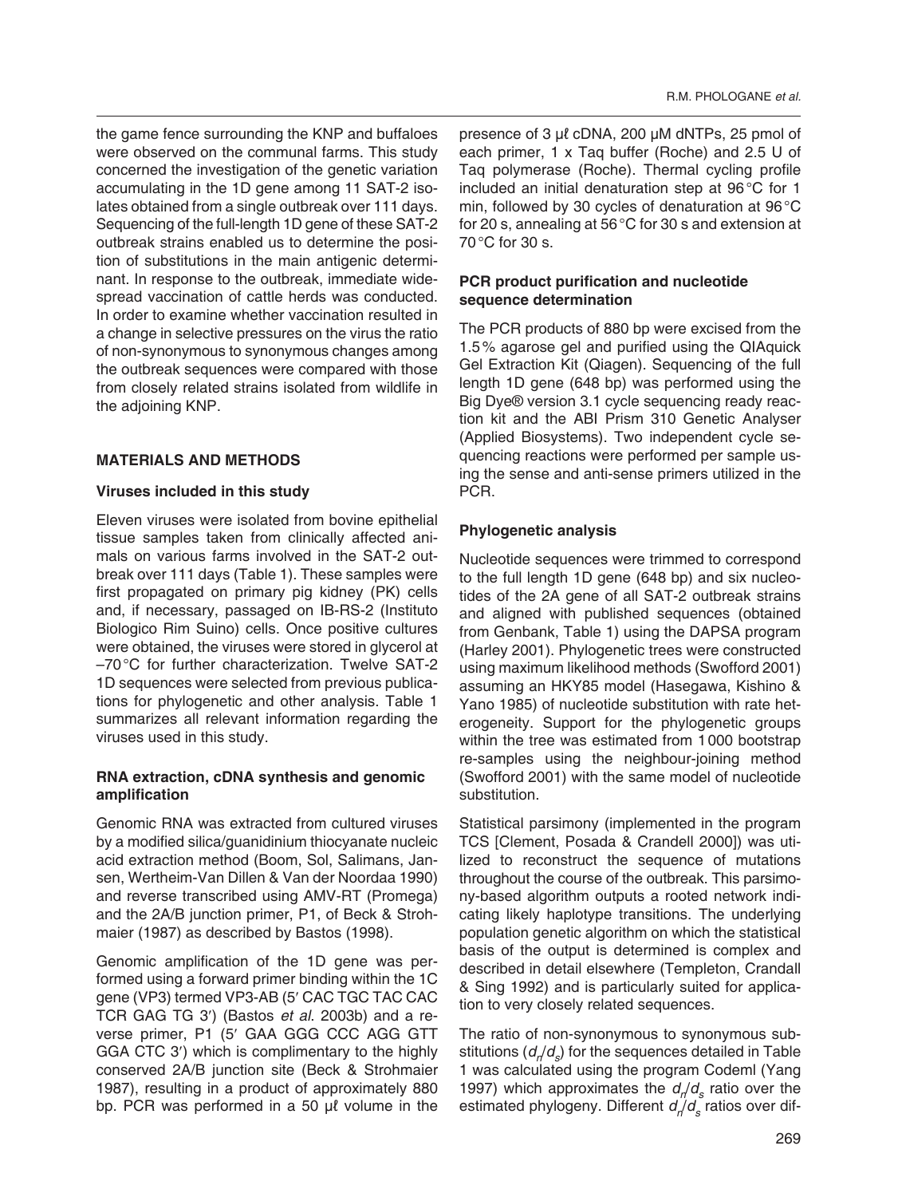the game fence surrounding the KNP and buffaloes were observed on the communal farms. This study concerned the investigation of the genetic variation accumulating in the 1D gene among 11 SAT-2 isolates obtained from a single outbreak over 111 days. Sequencing of the full-length 1D gene of these SAT-2 outbreak strains enabled us to determine the position of substitutions in the main antigenic determinant. In response to the outbreak, immediate widespread vaccination of cattle herds was conducted. In order to examine whether vaccination resulted in a change in selective pressures on the virus the ratio of non-synonymous to synonymous changes among the outbreak sequences were compared with those from closely related strains isolated from wildlife in the adjoining KNP.

## MATERIALS AND METHODS

### Viruses included in this study

Eleven viruses were isolated from bovine epithelial tissue samples taken from clinically affected animals on various farms involved in the SAT-2 outbreak over 111 days (Table 1). These samples were first propagated on primary pig kidney (PK) cells and, if necessary, passaged on IB-RS-2 (Instituto Biologico Rim Suino) cells. Once positive cultures were obtained, the viruses were stored in glycerol at –70 °C for further characterization. Twelve SAT-2 1D sequences were selected from previous publications for phylogenetic and other analysis. Table 1 summarizes all relevant information regarding the viruses used in this study.

### RNA extraction, cDNA synthesis and genomic amplification

Genomic RNA was extracted from cultured viruses by a modified silica/guanidinium thiocyanate nucleic acid extraction method (Boom, Sol, Salimans, Jansen, Wertheim-Van Dillen & Van der Noordaa 1990) and reverse transcribed using AMV-RT (Promega) and the 2A/B junction primer, P1, of Beck & Strohmaier (1987) as described by Bastos (1998).

Genomic amplification of the 1D gene was performed using a forward primer binding within the 1C gene (VP3) termed VP3-AB (5′ CAC TGC TAC CAC TCR GAG TG 3′) (Bastos *et al.* 2003b) and a reverse primer, P1 (5′ GAA GGG CCC AGG GTT GGA CTC 3′) which is complimentary to the highly conserved 2A/B junction site (Beck & Strohmaier 1987), resulting in a product of approximately 880 bp. PCR was performed in a 50 μℓ volume in the presence of 3 μℓ cDNA, 200 μM dNTPs, 25 pmol of each primer, 1 x Taq buffer (Roche) and 2.5 U of Taq polymerase (Roche). Thermal cycling profile included an initial denaturation step at 96 °C for 1 min, followed by 30 cycles of denaturation at 96 °C for 20 s, annealing at 56 °C for 30 s and extension at 70 °C for 30 s.

### PCR product purification and nucleotide sequence determination

The PCR products of 880 bp were excised from the 1.5 % agarose gel and purified using the QIAquick Gel Extraction Kit (Qiagen). Sequencing of the full length 1D gene (648 bp) was performed using the Big Dye® version 3.1 cycle sequencing ready reaction kit and the ABI Prism 310 Genetic Analyser (Applied Biosystems). Two independent cycle sequencing reactions were performed per sample using the sense and anti-sense primers utilized in the PCR.

### Phylogenetic analysis

Nucleotide sequences were trimmed to correspond to the full length 1D gene (648 bp) and six nucleotides of the 2A gene of all SAT-2 outbreak strains and aligned with published sequences (obtained from Genbank, Table 1) using the DAPSA program (Harley 2001). Phylogenetic trees were constructed using maximum likelihood methods (Swofford 2001) assuming an HKY85 model (Hasegawa, Kishino & Yano 1985) of nucleotide substitution with rate heterogeneity. Support for the phylogenetic groups within the tree was estimated from 1 000 bootstrap re-samples using the neighbour-joining method (Swofford 2001) with the same model of nucleotide substitution.

Statistical parsimony (implemented in the program TCS [Clement, Posada & Crandell 2000]) was utilized to reconstruct the sequence of mutations throughout the course of the outbreak. This parsimony-based algorithm outputs a rooted network indicating likely haplotype transitions. The underlying population genetic algorithm on which the statistical basis of the output is determined is complex and described in detail elsewhere (Templeton, Crandall & Sing 1992) and is particularly suited for application to very closely related sequences.

The ratio of non-synonymous to synonymous substitutions ($d_n/d_s$) for the sequences detailed in Table 1 was calculated using the program Codeml (Yang 1997) which approximates the $d_n/d_s$ ratio over the estimated phylogeny. Different $d_n/d_s$ ratios over dif-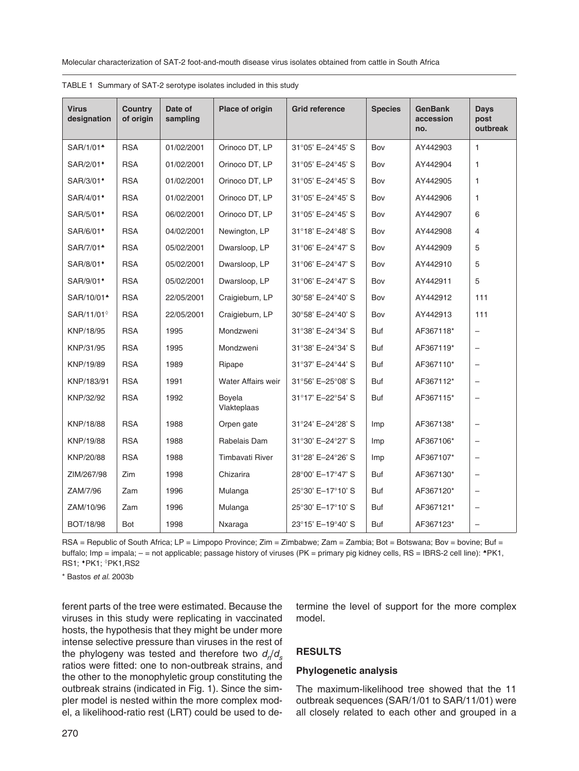TABLE 1 Summary of SAT-2 serotype isolates included in this study

| Virus designation | Country of origin | Date of sampling | Place of origin | Grid reference | Species | GenBank accession no. | Days post outbreak |
|---|---|---|---|---|---|---|---|
| SAR/1/01♣ | RSA | 01/02/2001 | Orinoco DT, LP | 31°05' E–24°45' S | Bov | AY442903 | 1 |
| SAR/2/01♦ | RSA | 01/02/2001 | Orinoco DT, LP | 31°05' E–24°45' S | Bov | AY442904 | 1 |
| SAR/3/01♦ | RSA | 01/02/2001 | Orinoco DT, LP | 31°05' E–24°45' S | Bov | AY442905 | 1 |
| SAR/4/01♦ | RSA | 01/02/2001 | Orinoco DT, LP | 31°05' E–24°45' S | Bov | AY442906 | 1 |
| SAR/5/01♦ | RSA | 06/02/2001 | Orinoco DT, LP | 31°05' E–24°45' S | Bov | AY442907 | 6 |
| SAR/6/01♦ | RSA | 04/02/2001 | Newington, LP | 31°18' E–24°48' S | Bov | AY442908 | 4 |
| SAR/7/01♣ | RSA | 05/02/2001 | Dwarsloop, LP | 31°06' E–24°47' S | Bov | AY442909 | 5 |
| SAR/8/01♦ | RSA | 05/02/2001 | Dwarsloop, LP | 31°06' E–24°47' S | Bov | AY442910 | 5 |
| SAR/9/01♦ | RSA | 05/02/2001 | Dwarsloop, LP | 31°06' E–24°47' S | Bov | AY442911 | 5 |
| SAR/10/01♣ | RSA | 22/05/2001 | Craigieburn, LP | 30°58' E–24°40' S | Bov | AY442912 | 111 |
| SAR/11/01◊ | RSA | 22/05/2001 | Craigieburn, LP | 30°58' E–24°40' S | Bov | AY442913 | 111 |
| KNP/18/95 | RSA | 1995 | Mondzweni | 31°38' E–24°34' S | Buf | AF367118* | – |
| KNP/31/95 | RSA | 1995 | Mondzweni | 31°38' E–24°34' S | Buf | AF367119* | – |
| KNP/19/89 | RSA | 1989 | Ripape | 31°37' E–24°44' S | Buf | AF367110* | – |
| KNP/183/91 | RSA | 1991 | Water Affairs weir | 31°56' E–25°08' S | Buf | AF367112* | – |
| KNP/32/92 | RSA | 1992 | Boyela Vlakteplaas | 31°17' E–22°54' S | Buf | AF367115* | – |
| KNP/18/88 | RSA | 1988 | Orpen gate | 31°24' E–24°28' S | Imp | AF367138* | – |
| KNP/19/88 | RSA | 1988 | Rabelais Dam | 31°30' E–24°27' S | Imp | AF367106* | – |
| KNP/20/88 | RSA | 1988 | Timbavati River | 31°28' E–24°26' S | Imp | AF367107* | – |
| ZIM/267/98 | Zim | 1998 | Chizarira | 28°00' E–17°47' S | Buf | AF367130* | – |
| ZAM/7/96 | Zam | 1996 | Mulanga | 25°30' E–17°10' S | Buf | AF367120* | – |
| ZAM/10/96 | Zam | 1996 | Mulanga | 25°30' E–17°10' S | Buf | AF367121* | – |
| BOT/18/98 | Bot | 1998 | Nxaraga | 23°15' E–19°40' S | Buf | AF367123* | – |

RSA = Republic of South Africa; LP = Limpopo Province; Zim = Zimbabwe; Zam = Zambia; Bot = Botswana; Bov = bovine; Buf = buffalo; Imp = impala; – = not applicable; passage history of viruses (PK = primary pig kidney cells, RS = IBRS-2 cell line): ♣PK1, RS1; ♦PK1; ◊PK1,RS2

\* Bastos *et al.* 2003b

ferent parts of the tree were estimated. Because the viruses in this study were replicating in vaccinated hosts, the hypothesis that they might be under more intense selective pressure than viruses in the rest of the phylogeny was tested and therefore two $d_n/d_s$ ratios were fitted: one to non-outbreak strains, and the other to the monophyletic group constituting the outbreak strains (indicated in Fig. 1). Since the simpler model is nested within the more complex model, a likelihood-ratio rest (LRT) could be used to determine the level of support for the more complex model.

## RESULTS

### Phylogenetic analysis

The maximum-likelihood tree showed that the 11 outbreak sequences (SAR/1/01 to SAR/11/01) were all closely related to each other and grouped in a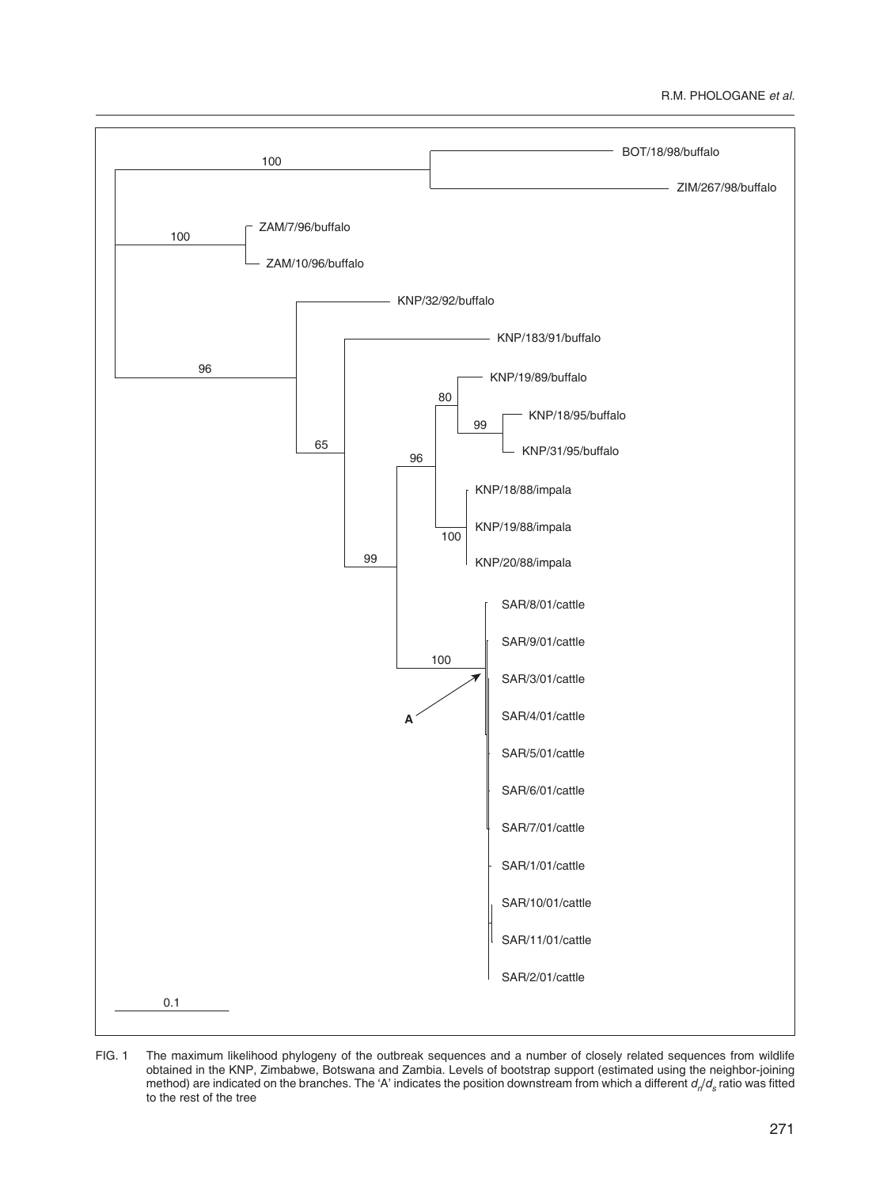FIG. 1 The maximum likelihood phylogeny of the outbreak sequences and a number of closely related sequences from wildlife obtained in the KNP, Zimbabwe, Botswana and Zambia. Levels of bootstrap support (estimated using the neighbor-joining method) are indicated on the branches. The 'A' indicates the position downstream from which a different $d_n/d_s$ ratio was fitted to the rest of the tree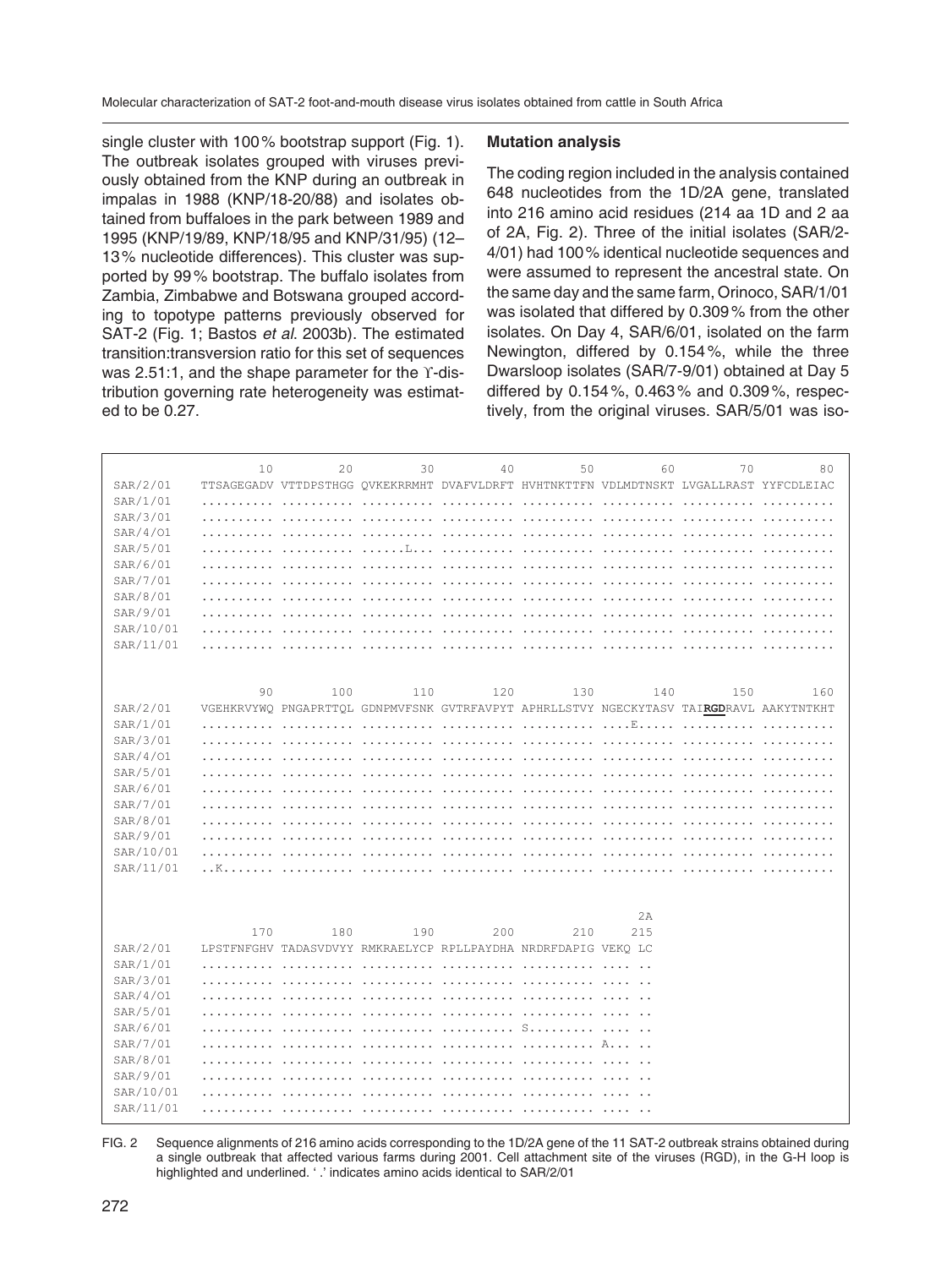single cluster with 100 % bootstrap support (Fig. 1). The outbreak isolates grouped with viruses previously obtained from the KNP during an outbreak in impalas in 1988 (KNP/18-20/88) and isolates obtained from buffaloes in the park between 1989 and 1995 (KNP/19/89, KNP/18/95 and KNP/31/95) (12–13 % nucleotide differences). This cluster was supported by 99 % bootstrap. The buffalo isolates from Zambia, Zimbabwe and Botswana grouped according to topotype patterns previously observed for SAT-2 (Fig. 1; Bastos *et al.* 2003b). The estimated transition:transversion ratio for this set of sequences was 2.51:1, and the shape parameter for the ϒ-distribution governing rate heterogeneity was estimated to be 0.27.

### Mutation analysis

The coding region included in the analysis contained 648 nucleotides from the 1D/2A gene, translated into 216 amino acid residues (214 aa 1D and 2 aa of 2A, Fig. 2). Three of the initial isolates (SAR/2-4/01) had 100 % identical nucleotide sequences and were assumed to represent the ancestral state. On the same day and the same farm, Orinoco, SAR/1/01 was isolated that differed by 0.309 % from the other isolates. On Day 4, SAR/6/01, isolated on the farm Newington, differed by 0.154 %, while the three Dwarsloop isolates (SAR/7-9/01) obtained at Day 5 differed by 0.154 %, 0.463 % and 0.309 %, respectively, from the original viruses. SAR/5/01 was iso-

```
                 10         20         30         40         50         60         70         80
SAR/2/01   TTSAGEGADV VTTDPSTHGG QVKEKRRMHT DVAFVLDRFT HVHTNKTTFN VDLMDTNSKT LVGALLRAST YYFCDLEIAC
SAR/1/01   .......... .......... .......... .......... .......... .......... .......... ..........
SAR/3/01   .......... .......... .......... .......... .......... .......... .......... ..........
SAR/4/O1   .......... .......... .......... .......... .......... .......... .......... ..........
SAR/5/01   .......... .......... ......L... .......... .......... .......... .......... ..........
SAR/6/01   .......... .......... .......... .......... .......... .......... .......... ..........
SAR/7/01   .......... .......... .......... .......... .......... .......... .......... ..........
SAR/8/01   .......... .......... .......... .......... .......... .......... .......... ..........
SAR/9/01   .......... .......... .......... .......... .......... .......... .......... ..........
SAR/10/01  .......... .......... .......... .......... .......... .......... .......... ..........
SAR/11/01  .......... .......... .......... .......... .......... .......... .......... ..........

                 90        100        110        120        130        140        150        160
SAR/2/01   VGEHKRVYWQ PNGAPRTTQL GDNPMVFSNK GVTRFAVPYT APHRLLSTVY NGECKYTASV TAIRGDRAVL AAKYTNTKHT
SAR/1/01   .......... .......... .......... .......... .......... ....E..... .......... ..........
SAR/3/01   .......... .......... .......... .......... .......... .......... .......... ..........
SAR/4/O1   .......... .......... .......... .......... .......... .......... .......... ..........
SAR/5/01   .......... .......... .......... .......... .......... .......... .......... ..........
SAR/6/01   .......... .......... .......... .......... .......... .......... .......... ..........
SAR/7/01   .......... .......... .......... .......... .......... .......... .......... ..........
SAR/8/01   .......... .......... .......... .......... .......... .......... .......... ..........
SAR/9/01   .......... .......... .......... .......... .......... .......... .......... ..........
SAR/10/01  .......... .......... .......... .......... .......... .......... .......... ..........
SAR/11/01  ..K....... .......... .......... .......... .......... .......... .......... ..........

                                                                       2A
                170        180        190        200        210       215
SAR/2/01   LPSTFNFGHV TADASVDVYY RMKRAELYCP RPLLPAYDHA NRDRFDAPIG VEKQ LC
SAR/1/01   .......... .......... .......... .......... .......... .... ..
SAR/3/01   .......... .......... .......... .......... .......... .... ..
SAR/4/O1   .......... .......... .......... .......... .......... .... ..
SAR/5/01   .......... .......... .......... .......... .......... .... ..
SAR/6/01   .......... .......... .......... .......... S......... .... ..
SAR/7/01   .......... .......... .......... .......... .......... A... ..
SAR/8/01   .......... .......... .......... .......... .......... .... ..
SAR/9/01   .......... .......... .......... .......... .......... .... ..
SAR/10/01  .......... .......... .......... .......... .......... .... ..
SAR/11/01  .......... .......... .......... .......... .......... .... ..
```

FIG. 2 Sequence alignments of 216 amino acids corresponding to the 1D/2A gene of the 11 SAT-2 outbreak strains obtained during a single outbreak that affected various farms during 2001. Cell attachment site of the viruses (RGD), in the G-H loop is highlighted and underlined. ' .' indicates amino acids identical to SAR/2/01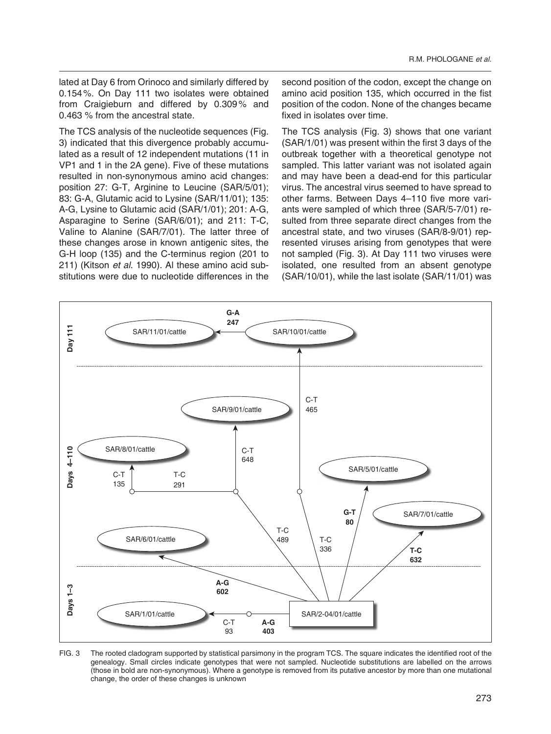lated at Day 6 from Orinoco and similarly differed by 0.154 %. On Day 111 two isolates were obtained from Craigieburn and differed by 0.309 % and 0.463 % from the ancestral state.

The TCS analysis of the nucleotide sequences (Fig. 3) indicated that this divergence probably accumulated as a result of 12 independent mutations (11 in VP1 and 1 in the 2A gene). Five of these mutations resulted in non-synonymous amino acid changes: position 27: G-T, Arginine to Leucine (SAR/5/01); 83: G-A, Glutamic acid to Lysine (SAR/11/01); 135: A-G, Lysine to Glutamic acid (SAR/1/01); 201: A-G, Asparagine to Serine (SAR/6/01); and 211: T-C, Valine to Alanine (SAR/7/01). The latter three of these changes arose in known antigenic sites, the G-H loop (135) and the C-terminus region (201 to 211) (Kitson *et al*. 1990). Al these amino acid substitutions were due to nucleotide differences in the second position of the codon, except the change on amino acid position 135, which occurred in the fist position of the codon. None of the changes became fixed in isolates over time.

The TCS analysis (Fig. 3) shows that one variant (SAR/1/01) was present within the first 3 days of the outbreak together with a theoretical genotype not sampled. This latter variant was not isolated again and may have been a dead-end for this particular virus. The ancestral virus seemed to have spread to other farms. Between Days 4–110 five more variants were sampled of which three (SAR/5-7/01) resulted from three separate direct changes from the ancestral state, and two viruses (SAR/8-9/01) represented viruses arising from genotypes that were not sampled (Fig. 3). At Day 111 two viruses were isolated, one resulted from an absent genotype (SAR/10/01), while the last isolate (SAR/11/01) was

FIG. 3 The rooted cladogram supported by statistical parsimony in the program TCS. The square indicates the identified root of the genealogy. Small circles indicate genotypes that were not sampled. Nucleotide substitutions are labelled on the arrows (those in bold are non-synonymous). Where a genotype is removed from its putative ancestor by more than one mutational change, the order of these changes is unknown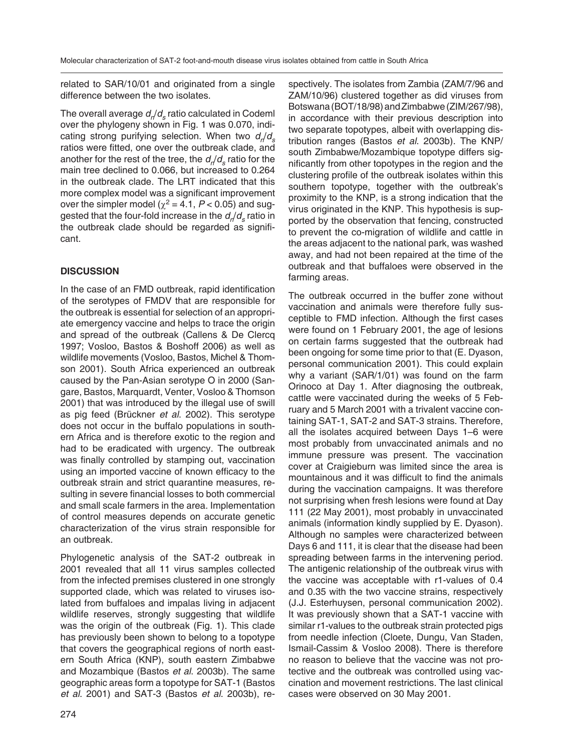related to SAR/10/01 and originated from a single difference between the two isolates.

The overall average $d_n/d_s$ ratio calculated in Codeml over the phylogeny shown in Fig. 1 was 0.070, indicating strong purifying selection. When two $d_n/d_s$ ratios were fitted, one over the outbreak clade, and another for the rest of the tree, the $d_n/d_s$ ratio for the main tree declined to 0.066, but increased to 0.264 in the outbreak clade. The LRT indicated that this more complex model was a significant improvement over the simpler model ($\chi^2 = 4.1$, $P < 0.05$) and suggested that the four-fold increase in the $d_n/d_s$ ratio in the outbreak clade should be regarded as significant.

## DISCUSSION

In the case of an FMD outbreak, rapid identification of the serotypes of FMDV that are responsible for the outbreak is essential for selection of an appropriate emergency vaccine and helps to trace the origin and spread of the outbreak (Callens & De Clercq 1997; Vosloo, Bastos & Boshoff 2006) as well as wildlife movements (Vosloo, Bastos, Michel & Thomson 2001). South Africa experienced an outbreak caused by the Pan-Asian serotype O in 2000 (Sangare, Bastos, Marquardt, Venter, Vosloo & Thomson 2001) that was introduced by the illegal use of swill as pig feed (Brückner *et al*. 2002). This serotype does not occur in the buffalo populations in southern Africa and is therefore exotic to the region and had to be eradicated with urgency. The outbreak was finally controlled by stamping out, vaccination using an imported vaccine of known efficacy to the outbreak strain and strict quarantine measures, resulting in severe financial losses to both commercial and small scale farmers in the area. Implementation of control measures depends on accurate genetic characterization of the virus strain responsible for an outbreak.

Phylogenetic analysis of the SAT-2 outbreak in 2001 revealed that all 11 virus samples collected from the infected premises clustered in one strongly supported clade, which was related to viruses isolated from buffaloes and impalas living in adjacent wildlife reserves, strongly suggesting that wildlife was the origin of the outbreak (Fig. 1). This clade has previously been shown to belong to a topotype that covers the geographical regions of north eastern South Africa (KNP), south eastern Zimbabwe and Mozambique (Bastos *et al*. 2003b). The same geographic areas form a topotype for SAT-1 (Bastos *et al*. 2001) and SAT-3 (Bastos *et al*. 2003b), respectively. The isolates from Zambia (ZAM/7/96 and ZAM/10/96) clustered together as did viruses from Botswana (BOT/18/98) and Zimbabwe (ZIM/267/98), in accordance with their previous description into two separate topotypes, albeit with overlapping distribution ranges (Bastos *et al*. 2003b). The KNP/south Zimbabwe/Mozambique topotype differs significantly from other topotypes in the region and the clustering profile of the outbreak isolates within this southern topotype, together with the outbreak's proximity to the KNP, is a strong indication that the virus originated in the KNP. This hypothesis is supported by the observation that fencing, constructed to prevent the co-migration of wildlife and cattle in the areas adjacent to the national park, was washed away, and had not been repaired at the time of the outbreak and that buffaloes were observed in the farming areas.

The outbreak occurred in the buffer zone without vaccination and animals were therefore fully susceptible to FMD infection. Although the first cases were found on 1 February 2001, the age of lesions on certain farms suggested that the outbreak had been ongoing for some time prior to that (E. Dyason, personal communication 2001). This could explain why a variant (SAR/1/01) was found on the farm Orinoco at Day 1. After diagnosing the outbreak, cattle were vaccinated during the weeks of 5 February and 5 March 2001 with a trivalent vaccine containing SAT-1, SAT-2 and SAT-3 strains. Therefore, all the isolates acquired between Days 1–6 were most probably from unvaccinated animals and no immune pressure was present. The vaccination cover at Craigieburn was limited since the area is mountainous and it was difficult to find the animals during the vaccination campaigns. It was therefore not surprising when fresh lesions were found at Day 111 (22 May 2001), most probably in unvaccinated animals (information kindly supplied by E. Dyason). Although no samples were characterized between Days 6 and 111, it is clear that the disease had been spreading between farms in the intervening period. The antigenic relationship of the outbreak virus with the vaccine was acceptable with r1-values of 0.4 and 0.35 with the two vaccine strains, respectively (J.J. Esterhuysen, personal communication 2002). It was previously shown that a SAT-1 vaccine with similar r1-values to the outbreak strain protected pigs from needle infection (Cloete, Dungu, Van Staden, Ismail-Cassim & Vosloo 2008). There is therefore no reason to believe that the vaccine was not protective and the outbreak was controlled using vaccination and movement restrictions. The last clinical cases were observed on 30 May 2001.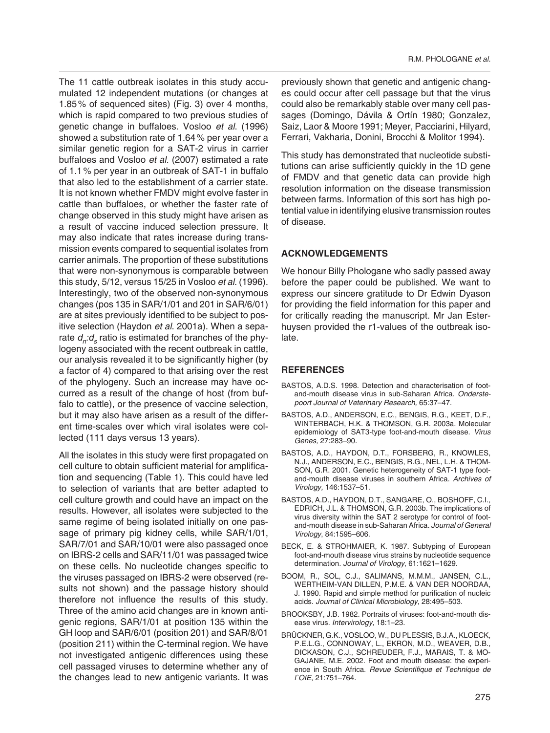The 11 cattle outbreak isolates in this study accumulated 12 independent mutations (or changes at 1.85 % of sequenced sites) (Fig. 3) over 4 months, which is rapid compared to two previous studies of genetic change in buffaloes. Vosloo *et al.* (1996) showed a substitution rate of 1.64 % per year over a similar genetic region for a SAT-2 virus in carrier buffaloes and Vosloo *et al*. (2007) estimated a rate of 1.1 % per year in an outbreak of SAT-1 in buffalo that also led to the establishment of a carrier state. It is not known whether FMDV might evolve faster in cattle than buffaloes, or whether the faster rate of change observed in this study might have arisen as a result of vaccine induced selection pressure. It may also indicate that rates increase during transmission events compared to sequential isolates from carrier animals. The proportion of these substitutions that were non-synonymous is comparable between this study, 5/12, versus 15/25 in Vosloo *et al*. (1996). Interestingly, two of the observed non-synonymous changes (pos 135 in SAR/1/01 and 201 in SAR/6/01) are at sites previously identified to be subject to positive selection (Haydon *et al*. 2001a). When a separate $d_n$:$d_s$ ratio is estimated for branches of the phylogeny associated with the recent outbreak in cattle, our analysis revealed it to be significantly higher (by a factor of 4) compared to that arising over the rest of the phylogeny. Such an increase may have occurred as a result of the change of host (from buffalo to cattle), or the presence of vaccine selection, but it may also have arisen as a result of the different time-scales over which viral isolates were collected (111 days versus 13 years).

All the isolates in this study were first propagated on cell culture to obtain sufficient material for amplification and sequencing (Table 1). This could have led to selection of variants that are better adapted to cell culture growth and could have an impact on the results. However, all isolates were subjected to the same regime of being isolated initially on one passage of primary pig kidney cells, while SAR/1/01, SAR/7/01 and SAR/10/01 were also passaged once on IBRS-2 cells and SAR/11/01 was passaged twice on these cells. No nucleotide changes specific to the viruses passaged on IBRS-2 were observed (results not shown) and the passage history should therefore not influence the results of this study. Three of the amino acid changes are in known antigenic regions, SAR/1/01 at position 135 within the GH loop and SAR/6/01 (position 201) and SAR/8/01 (position 211) within the C-terminal region. We have not investigated antigenic differences using these cell passaged viruses to determine whether any of the changes lead to new antigenic variants. It was previously shown that genetic and antigenic changes could occur after cell passage but that the virus could also be remarkably stable over many cell passages (Domingo, Dávila & Ortín 1980; Gonzalez, Saiz, Laor & Moore 1991; Meyer, Pacciarini, Hilyard, Ferrari, Vakharia, Donini, Brocchi & Molitor 1994).

This study has demonstrated that nucleotide substitutions can arise sufficiently quickly in the 1D gene of FMDV and that genetic data can provide high resolution information on the disease transmission between farms. Information of this sort has high potential value in identifying elusive transmission routes of disease.

## ACKNOWLEDGEMENTS

We honour Billy Phologane who sadly passed away before the paper could be published. We want to express our sincere gratitude to Dr Edwin Dyason for providing the field information for this paper and for critically reading the manuscript. Mr Jan Esterhuysen provided the r1-values of the outbreak isolate.

## REFERENCES

BASTOS, A.D.S. 1998. Detection and characterisation of foot-and-mouth disease virus in sub-Saharan Africa. *Onderstepoort Journal of Veterinary Research,* 65:37–47.

BASTOS, A.D., ANDERSON, E.C., BENGIS, R.G., KEET, D.F., WINTERBACH, H.K. & THOMSON, G.R. 2003a. Molecular epidemiology of SAT3-type foot-and-mouth disease. *Virus Genes,* 27:283–90.

BASTOS, A.D., HAYDON, D.T., FORSBERG, R., KNOWLES, N.J., ANDERSON, E.C., BENGIS, R.G., NEL, L.H. & THOMSON, G.R. 2001. Genetic heterogeneity of SAT-1 type foot-and-mouth disease viruses in southern Africa. *Archives of Virology,* 146:1537–51.

BASTOS, A.D., HAYDON, D.T., SANGARE, O., BOSHOFF, C.I., EDRICH, J.L. & THOMSON, G.R. 2003b. The implications of virus diversity within the SAT 2 serotype for control of foot-and-mouth disease in sub-Saharan Africa. *Journal of General Virology*, 84:1595–606.

BECK, E. & STROHMAIER, K. 1987. Subtyping of European foot-and-mouth disease virus strains by nucleotide sequence determination. *Journal of Virology*, 61:1621–1629.

BOOM, R., SOL, C.J., SALIMANS, M.M.M., JANSEN, C.L., WERTHEIM-VAN DILLEN, P.M.E. & VAN DER NOORDAA, J. 1990. Rapid and simple method for purification of nucleic acids. *Journal of Clinical Microbiology*, 28:495–503.

BROOKSBY, J.B. 1982. Portraits of viruses: foot-and-mouth disease virus. *Intervirology,* 18:1–23.

BRÜCKNER, G.K., VOSLOO, W., DU PLESSIS, B.J.A., KLOECK, P.E.L.G., CONNOWAY, L., EKRON, M.D., WEAVER, D.B., DICKASON, C.J., SCHREUDER, F.J., MARAIS, T. & MOGAJANE, M.E. 2002. Foot and mouth disease: the experience in South Africa. *Revue Scientifique et Technique de l`OIE*, 21:751–764.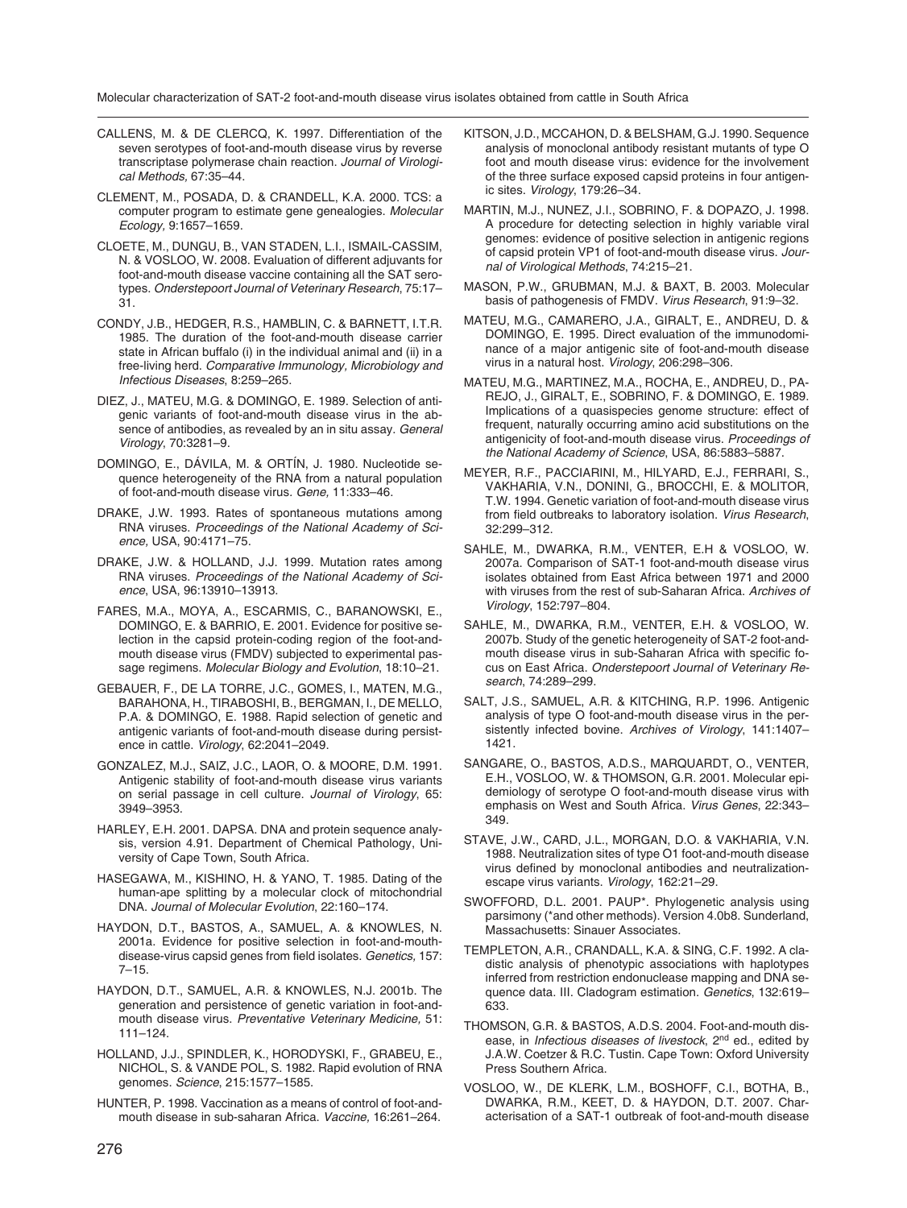CALLENS, M. & DE CLERCQ, K. 1997. Differentiation of the seven serotypes of foot-and-mouth disease virus by reverse transcriptase polymerase chain reaction. *Journal of Virological Methods,* 67:35–44.

CLEMENT, M., POSADA, D. & CRANDELL, K.A. 2000. TCS: a computer program to estimate gene genealogies. *Molecular Ecology,* 9:1657–1659.

CLOETE, M., DUNGU, B., VAN STADEN, L.I., ISMAIL-CASSIM, N. & VOSLOO, W. 2008. Evaluation of different adjuvants for foot-and-mouth disease vaccine containing all the SAT serotypes. *Onderstepoort Journal of Veterinary Research*, 75:17–31.

CONDY, J.B., HEDGER, R.S., HAMBLIN, C. & BARNETT, I.T.R. 1985. The duration of the foot-and-mouth disease carrier state in African buffalo (i) in the individual animal and (ii) in a free-living herd. *Comparative Immunology, Microbiology and Infectious Diseases*, 8:259–265.

DIEZ, J., MATEU, M.G. & DOMINGO, E. 1989. Selection of antigenic variants of foot-and-mouth disease virus in the absence of antibodies, as revealed by an in situ assay. *General Virology*, 70:3281–9.

DOMINGO, E., DÁVILA, M. & ORTÍN, J. 1980. Nucleotide sequence heterogeneity of the RNA from a natural population of foot-and-mouth disease virus. *Gene,* 11:333–46.

DRAKE, J.W. 1993. Rates of spontaneous mutations among RNA viruses. *Proceedings of the National Academy of Science,* USA, 90:4171–75.

DRAKE, J.W. & HOLLAND, J.J. 1999. Mutation rates among RNA viruses. *Proceedings of the National Academy of Science*, USA, 96:13910–13913.

FARES, M.A., MOYA, A., ESCARMIS, C., BARANOWSKI, E., DOMINGO, E. & BARRIO, E. 2001. Evidence for positive selection in the capsid protein-coding region of the foot-and-mouth disease virus (FMDV) subjected to experimental passage regimens. *Molecular Biology and Evolution*, 18:10–21.

GEBAUER, F., DE LA TORRE, J.C., GOMES, I., MATEN, M.G., BARAHONA, H., TIRABOSHI, B., BERGMAN, I., DE MELLO, P.A. & DOMINGO, E. 1988. Rapid selection of genetic and antigenic variants of foot-and-mouth disease during persistence in cattle. *Virology*, 62:2041–2049.

GONZALEZ, M.J., SAIZ, J.C., LAOR, O. & MOORE, D.M. 1991. Antigenic stability of foot-and-mouth disease virus variants on serial passage in cell culture. *Journal of Virology*, 65: 3949–3953.

HARLEY, E.H. 2001. DAPSA. DNA and protein sequence analysis, version 4.91. Department of Chemical Pathology, University of Cape Town, South Africa.

HASEGAWA, M., KISHINO, H. & YANO, T. 1985. Dating of the human-ape splitting by a molecular clock of mitochondrial DNA. *Journal of Molecular Evolution*, 22:160–174.

HAYDON, D.T., BASTOS, A., SAMUEL, A. & KNOWLES, N. 2001a. Evidence for positive selection in foot-and-mouth-disease-virus capsid genes from field isolates. *Genetics,* 157: 7–15.

HAYDON, D.T., SAMUEL, A.R. & KNOWLES, N.J. 2001b. The generation and persistence of genetic variation in foot-and-mouth disease virus. *Preventative Veterinary Medicine,* 51: 111–124.

HOLLAND, J.J., SPINDLER, K., HORODYSKI, F., GRABEU, E., NICHOL, S. & VANDE POL, S. 1982. Rapid evolution of RNA genomes. *Science*, 215:1577–1585.

HUNTER, P. 1998. Vaccination as a means of control of foot-and-mouth disease in sub-saharan Africa. *Vaccine,* 16:261–264.

KITSON, J.D., MCCAHON, D. & BELSHAM, G.J. 1990. Sequence analysis of monoclonal antibody resistant mutants of type O foot and mouth disease virus: evidence for the involvement of the three surface exposed capsid proteins in four antigenic sites. *Virology*, 179:26–34.

MARTIN, M.J., NUNEZ, J.I., SOBRINO, F. & DOPAZO, J. 1998. A procedure for detecting selection in highly variable viral genomes: evidence of positive selection in antigenic regions of capsid protein VP1 of foot-and-mouth disease virus. *Journal of Virological Methods*, 74:215–21.

MASON, P.W., GRUBMAN, M.J. & BAXT, B. 2003. Molecular basis of pathogenesis of FMDV. *Virus Research*, 91:9–32.

MATEU, M.G., CAMARERO, J.A., GIRALT, E., ANDREU, D. & DOMINGO, E. 1995. Direct evaluation of the immunodominance of a major antigenic site of foot-and-mouth disease virus in a natural host. *Virology*, 206:298–306.

MATEU, M.G., MARTINEZ, M.A., ROCHA, E., ANDREU, D., PAREJO, J., GIRALT, E., SOBRINO, F. & DOMINGO, E. 1989. Implications of a quasispecies genome structure: effect of frequent, naturally occurring amino acid substitutions on the antigenicity of foot-and-mouth disease virus. *Proceedings of the National Academy of Science*, USA, 86:5883–5887.

MEYER, R.F., PACCIARINI, M., HILYARD, E.J., FERRARI, S., VAKHARIA, V.N., DONINI, G., BROCCHI, E. & MOLITOR, T.W. 1994. Genetic variation of foot-and-mouth disease virus from field outbreaks to laboratory isolation. *Virus Research*, 32:299–312.

SAHLE, M., DWARKA, R.M., VENTER, E.H & VOSLOO, W. 2007a. Comparison of SAT-1 foot-and-mouth disease virus isolates obtained from East Africa between 1971 and 2000 with viruses from the rest of sub-Saharan Africa. *Archives of Virology*, 152:797–804.

SAHLE, M., DWARKA, R.M., VENTER, E.H. & VOSLOO, W. 2007b. Study of the genetic heterogeneity of SAT-2 foot-and-mouth disease virus in sub-Saharan Africa with specific focus on East Africa. *Onderstepoort Journal of Veterinary Research*, 74:289–299.

SALT, J.S., SAMUEL, A.R. & KITCHING, R.P. 1996. Antigenic analysis of type O foot-and-mouth disease virus in the persistently infected bovine. *Archives of Virology*, 141:1407–1421.

SANGARE, O., BASTOS, A.D.S., MARQUARDT, O., VENTER, E.H., VOSLOO, W. & THOMSON, G.R. 2001. Molecular epidemiology of serotype O foot-and-mouth disease virus with emphasis on West and South Africa. *Virus Genes*, 22:343–349.

STAVE, J.W., CARD, J.L., MORGAN, D.O. & VAKHARIA, V.N. 1988. Neutralization sites of type O1 foot-and-mouth disease virus defined by monoclonal antibodies and neutralization-escape virus variants. *Virology*, 162:21–29.

SWOFFORD, D.L. 2001. PAUP*. Phylogenetic analysis using parsimony (*and other methods). Version 4.0b8. Sunderland, Massachusetts: Sinauer Associates.

TEMPLETON, A.R., CRANDALL, K.A. & SING, C.F. 1992. A cladistic analysis of phenotypic associations with haplotypes inferred from restriction endonuclease mapping and DNA sequence data. III. Cladogram estimation. *Genetics*, 132:619–633.

THOMSON, G.R. & BASTOS, A.D.S. 2004. Foot-and-mouth disease, in *Infectious diseases of livestock*, 2nd ed., edited by J.A.W. Coetzer & R.C. Tustin. Cape Town: Oxford University Press Southern Africa.

VOSLOO, W., DE KLERK, L.M., BOSHOFF, C.I., BOTHA, B., DWARKA, R.M., KEET, D. & HAYDON, D.T. 2007. Characterisation of a SAT-1 outbreak of foot-and-mouth disease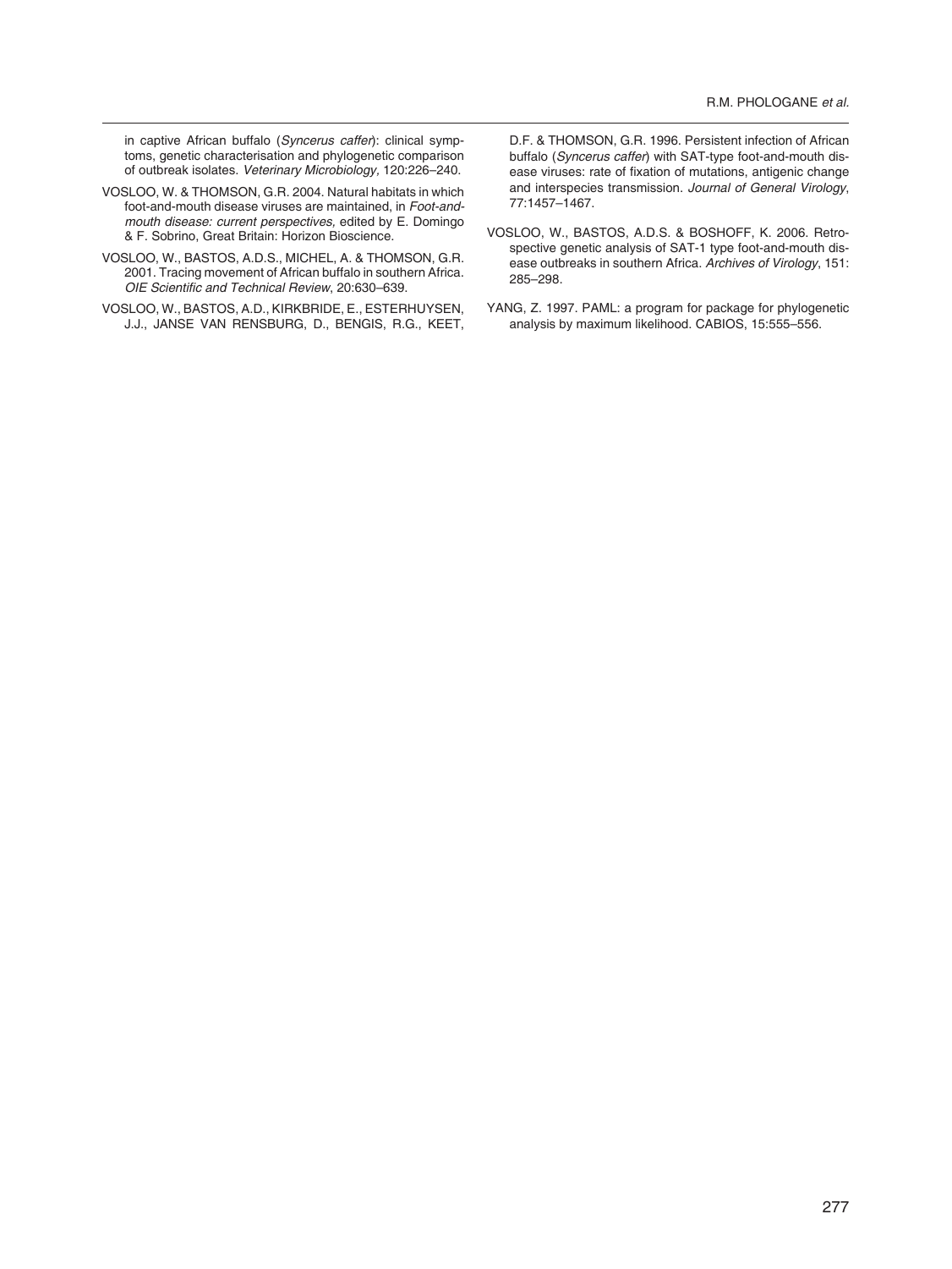in captive African buffalo (*Syncerus caffer*): clinical symptoms, genetic characterisation and phylogenetic comparison of outbreak isolates. *Veterinary Microbiology,* 120:226–240.

VOSLOO, W. & THOMSON, G.R. 2004. Natural habitats in which foot-and-mouth disease viruses are maintained, in *Foot-and-mouth disease: current perspectives,* edited by E. Domingo & F. Sobrino, Great Britain: Horizon Bioscience.

VOSLOO, W., BASTOS, A.D.S., MICHEL, A. & THOMSON, G.R. 2001. Tracing movement of African buffalo in southern Africa. *OIE Scientific and Technical Review*, 20:630–639.

VOSLOO, W., BASTOS, A.D., KIRKBRIDE, E., ESTERHUYSEN, J.J., JANSE VAN RENSBURG, D., BENGIS, R.G., KEET, D.F. & THOMSON, G.R. 1996. Persistent infection of African buffalo (*Syncerus caffer*) with SAT-type foot-and-mouth disease viruses: rate of fixation of mutations, antigenic change and interspecies transmission. *Journal of General Virology*, 77:1457–1467.

VOSLOO, W., BASTOS, A.D.S. & BOSHOFF, K. 2006. Retrospective genetic analysis of SAT-1 type foot-and-mouth disease outbreaks in southern Africa. *Archives of Virology*, 151: 285–298.

YANG, Z. 1997. PAML: a program for package for phylogenetic analysis by maximum likelihood. CABIOS, 15:555–556.